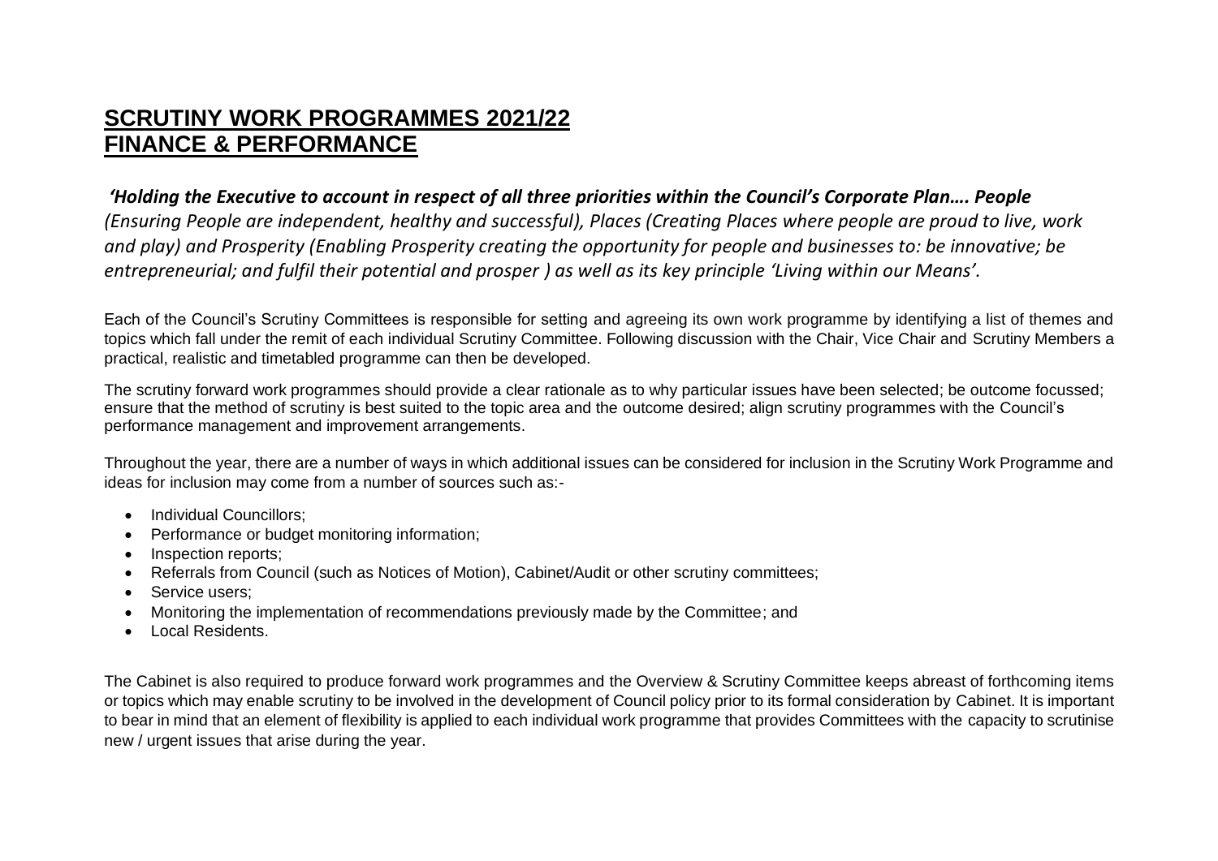# **SCRUTINY WORK PROGRAMMES 2021/22**
# **FINANCE & PERFORMANCE**

***'Holding the Executive to account in respect of all three priorities within the Council's Corporate Plan…. People*** *(Ensuring People are independent, healthy and successful), Places (Creating Places where people are proud to live, work and play) and Prosperity (Enabling Prosperity creating the opportunity for people and businesses to: be innovative; be entrepreneurial; and fulfil their potential and prosper ) as well as its key principle 'Living within our Means'.*

Each of the Council's Scrutiny Committees is responsible for setting and agreeing its own work programme by identifying a list of themes and topics which fall under the remit of each individual Scrutiny Committee. Following discussion with the Chair, Vice Chair and Scrutiny Members a practical, realistic and timetabled programme can then be developed.

The scrutiny forward work programmes should provide a clear rationale as to why particular issues have been selected; be outcome focussed; ensure that the method of scrutiny is best suited to the topic area and the outcome desired; align scrutiny programmes with the Council's performance management and improvement arrangements.

Throughout the year, there are a number of ways in which additional issues can be considered for inclusion in the Scrutiny Work Programme and ideas for inclusion may come from a number of sources such as:-

- Individual Councillors;
- Performance or budget monitoring information;
- Inspection reports;
- Referrals from Council (such as Notices of Motion), Cabinet/Audit or other scrutiny committees;
- Service users;
- Monitoring the implementation of recommendations previously made by the Committee; and
- Local Residents.

The Cabinet is also required to produce forward work programmes and the Overview & Scrutiny Committee keeps abreast of forthcoming items or topics which may enable scrutiny to be involved in the development of Council policy prior to its formal consideration by Cabinet. It is important to bear in mind that an element of flexibility is applied to each individual work programme that provides Committees with the capacity to scrutinise new / urgent issues that arise during the year.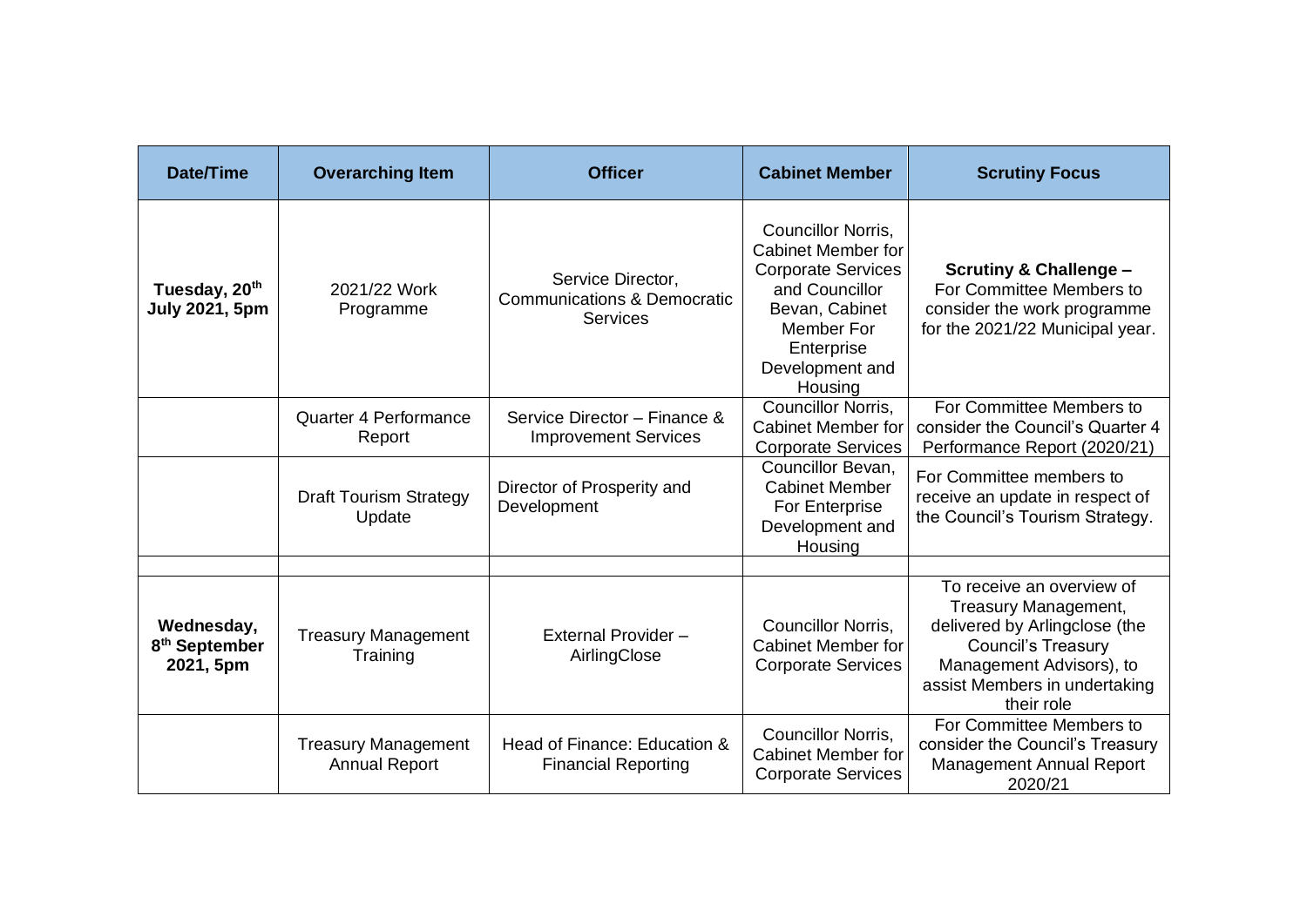| Date/Time | Overarching Item | Officer | Cabinet Member | Scrutiny Focus |
| --- | --- | --- | --- | --- |
| **Tuesday, 20th July 2021, 5pm** | 2021/22 Work Programme | Service Director, Communications & Democratic Services | Councillor Norris, Cabinet Member for Corporate Services and Councillor Bevan, Cabinet Member For Enterprise Development and Housing | **Scrutiny & Challenge –** For Committee Members to consider the work programme for the 2021/22 Municipal year. |
| | Quarter 4 Performance Report | Service Director – Finance & Improvement Services | Councillor Norris, Cabinet Member for Corporate Services | For Committee Members to consider the Council's Quarter 4 Performance Report (2020/21) |
| | Draft Tourism Strategy Update | Director of Prosperity and Development | Councillor Bevan, Cabinet Member For Enterprise Development and Housing | For Committee members to receive an update in respect of the Council's Tourism Strategy. |
| | | | | |
| **Wednesday, 8th September 2021, 5pm** | Treasury Management Training | External Provider – AirlingClose | Councillor Norris, Cabinet Member for Corporate Services | To receive an overview of Treasury Management, delivered by Arlingclose (the Council's Treasury Management Advisors), to assist Members in undertaking their role |
| | Treasury Management Annual Report | Head of Finance: Education & Financial Reporting | Councillor Norris, Cabinet Member for Corporate Services | For Committee Members to consider the Council's Treasury Management Annual Report 2020/21 |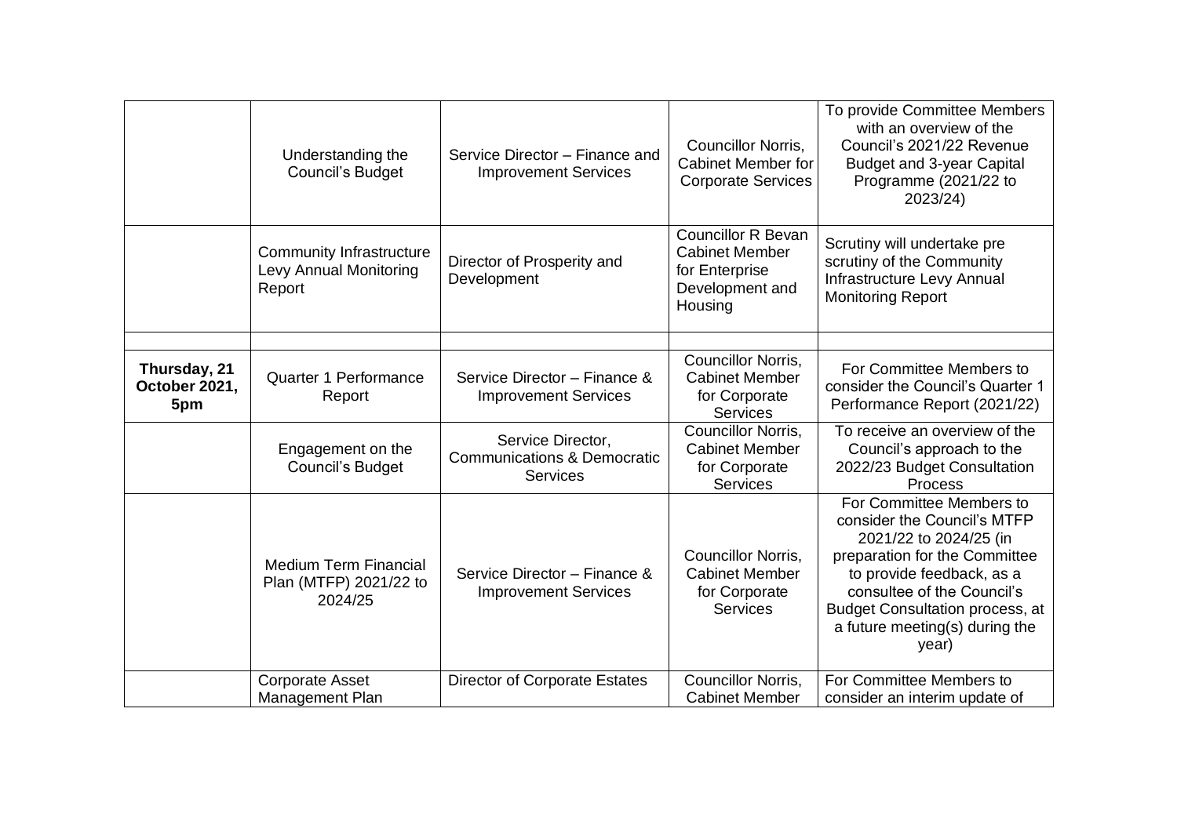| | | | | |
|---|---|---|---|---|
| | Understanding the Council's Budget | Service Director – Finance and Improvement Services | Councillor Norris, Cabinet Member for Corporate Services | To provide Committee Members with an overview of the Council's 2021/22 Revenue Budget and 3-year Capital Programme (2021/22 to 2023/24) |
| | Community Infrastructure Levy Annual Monitoring Report | Director of Prosperity and Development | Councillor R Bevan Cabinet Member for Enterprise Development and Housing | Scrutiny will undertake pre scrutiny of the Community Infrastructure Levy Annual Monitoring Report |
| | | | | |
| **Thursday, 21 October 2021, 5pm** | Quarter 1 Performance Report | Service Director – Finance & Improvement Services | Councillor Norris, Cabinet Member for Corporate Services | For Committee Members to consider the Council's Quarter 1 Performance Report (2021/22) |
| | Engagement on the Council's Budget | Service Director, Communications & Democratic Services | Councillor Norris, Cabinet Member for Corporate Services | To receive an overview of the Council's approach to the 2022/23 Budget Consultation Process |
| | Medium Term Financial Plan (MTFP) 2021/22 to 2024/25 | Service Director – Finance & Improvement Services | Councillor Norris, Cabinet Member for Corporate Services | For Committee Members to consider the Council's MTFP 2021/22 to 2024/25 (in preparation for the Committee to provide feedback, as a consultee of the Council's Budget Consultation process, at a future meeting(s) during the year) |
| | Corporate Asset Management Plan | Director of Corporate Estates | Councillor Norris, Cabinet Member | For Committee Members to consider an interim update of |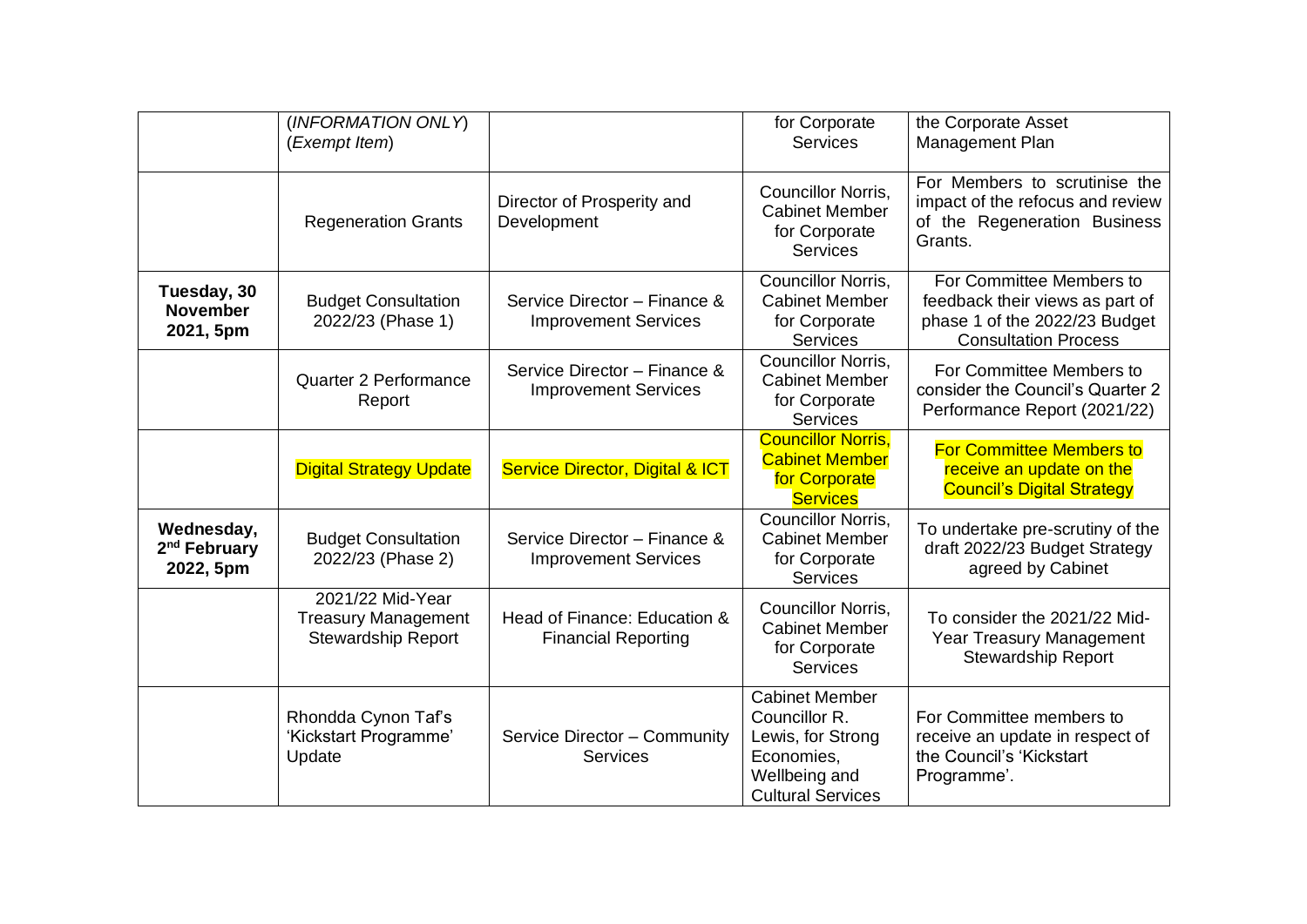| | | | | |
|---|---|---|---|---|
| | (*INFORMATION ONLY*) (*Exempt Item*) | | for Corporate Services | the Corporate Asset Management Plan |
| | Regeneration Grants | Director of Prosperity and Development | Councillor Norris, Cabinet Member for Corporate Services | For Members to scrutinise the impact of the refocus and review of the Regeneration Business Grants. |
| **Tuesday, 30 November 2021, 5pm** | Budget Consultation 2022/23 (Phase 1) | Service Director – Finance & Improvement Services | Councillor Norris, Cabinet Member for Corporate Services | For Committee Members to feedback their views as part of phase 1 of the 2022/23 Budget Consultation Process |
| | Quarter 2 Performance Report | Service Director – Finance & Improvement Services | Councillor Norris, Cabinet Member for Corporate Services | For Committee Members to consider the Council's Quarter 2 Performance Report (2021/22) |
| | Digital Strategy Update | Service Director, Digital & ICT | Councillor Norris, Cabinet Member for Corporate Services | For Committee Members to receive an update on the Council's Digital Strategy |
| **Wednesday, 2nd February 2022, 5pm** | Budget Consultation 2022/23 (Phase 2) | Service Director – Finance & Improvement Services | Councillor Norris, Cabinet Member for Corporate Services | To undertake pre-scrutiny of the draft 2022/23 Budget Strategy agreed by Cabinet |
| | 2021/22 Mid-Year Treasury Management Stewardship Report | Head of Finance: Education & Financial Reporting | Councillor Norris, Cabinet Member for Corporate Services | To consider the 2021/22 Mid-Year Treasury Management Stewardship Report |
| | Rhondda Cynon Taf's 'Kickstart Programme' Update | Service Director – Community Services | Cabinet Member Councillor R. Lewis, for Strong Economies, Wellbeing and Cultural Services | For Committee members to receive an update in respect of the Council's 'Kickstart Programme'. |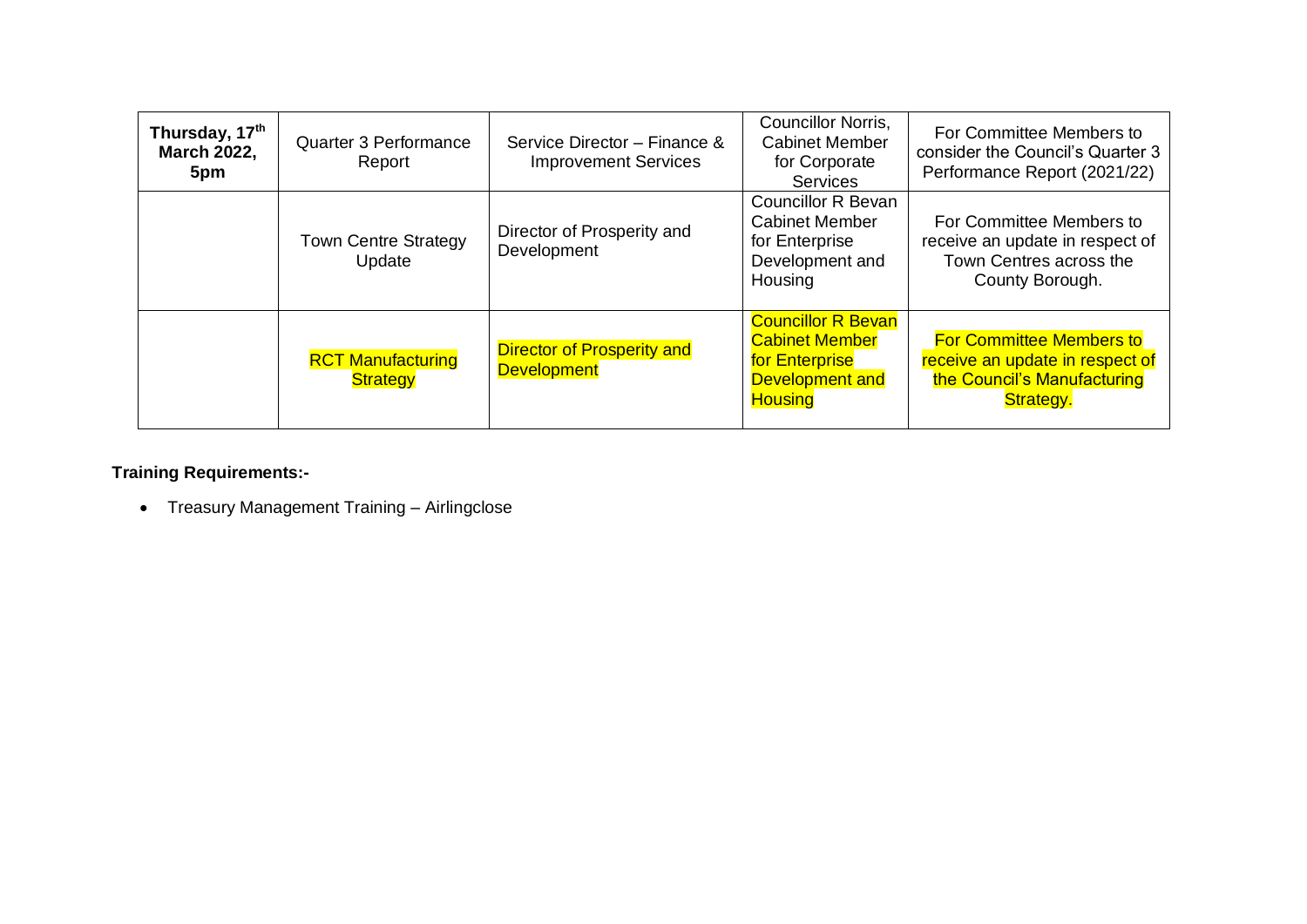| | | | | |
|---|---|---|---|---|
| **Thursday, 17th March 2022, 5pm** | Quarter 3 Performance Report | Service Director – Finance & Improvement Services | Councillor Norris, Cabinet Member for Corporate Services | For Committee Members to consider the Council's Quarter 3 Performance Report (2021/22) |
| | Town Centre Strategy Update | Director of Prosperity and Development | Councillor R Bevan Cabinet Member for Enterprise Development and Housing | For Committee Members to receive an update in respect of Town Centres across the County Borough. |
| | RCT Manufacturing Strategy | Director of Prosperity and Development | Councillor R Bevan Cabinet Member for Enterprise Development and Housing | For Committee Members to receive an update in respect of the Council's Manufacturing Strategy. |

**Training Requirements:-**

- Treasury Management Training – Airlingclose